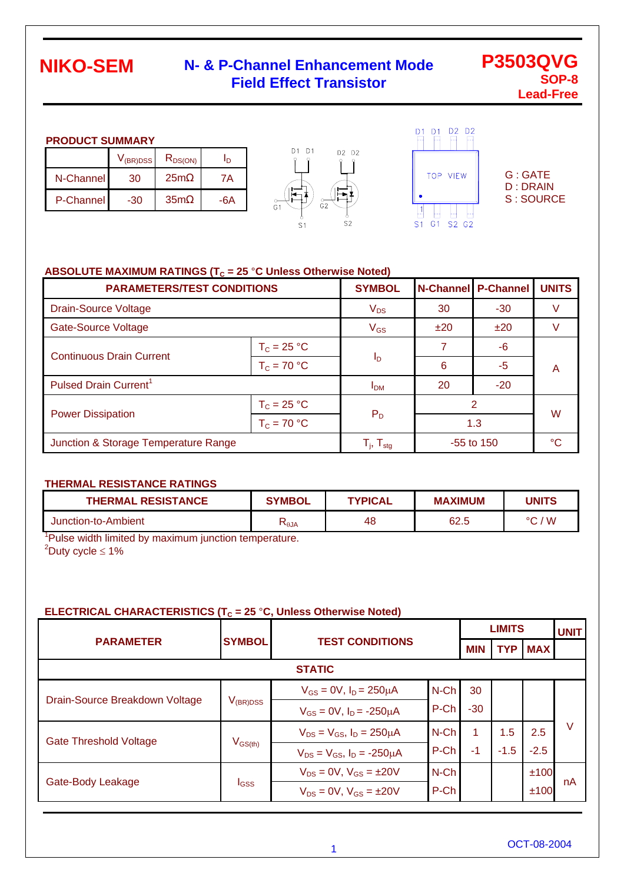# NIKO-SEM

## N- & P-Channel Enhancement Mode Field Effect Transistor

**P3503QVG**
**SOP-8**
**Lead-Free**

### PRODUCT SUMMARY

| | $V_{(BR)DSS}$ | $R_{DS(ON)}$ | $I_D$ |
|---|---|---|---|
| N-Channel | 30 | 25mΩ | 7A |
| P-Channel | -30 | 35mΩ | -6A |

D1 D1 D2 D2

TOP VIEW

S1 G1 S2 G2

G : GATE
D : DRAIN
S : SOURCE

### ABSOLUTE MAXIMUM RATINGS ($T_C$ = 25 °C Unless Otherwise Noted)

| PARAMETERS/TEST CONDITIONS | | SYMBOL | N-Channel | P-Channel | UNITS |
|---|---|---|---|---|---|
| Drain-Source Voltage | | $V_{DS}$ | 30 | -30 | V |
| Gate-Source Voltage | | $V_{GS}$ | ±20 | ±20 | V |
| Continuous Drain Current | $T_C$ = 25 °C | $I_D$ | 7 | -6 | A |
| | $T_C$ = 70 °C | | 6 | -5 | |
| Pulsed Drain Current[1] | | $I_{DM}$ | 20 | -20 | |
| Power Dissipation | $T_C$ = 25 °C | $P_D$ | 2 | | W |
| | $T_C$ = 70 °C | | 1.3 | | |
| Junction & Storage Temperature Range | | $T_j$, $T_{stg}$ | -55 to 150 | | °C |

### THERMAL RESISTANCE RATINGS

| THERMAL RESISTANCE | SYMBOL | TYPICAL | MAXIMUM | UNITS |
|---|---|---|---|---|
| Junction-to-Ambient | $R_{\theta JA}$ | 48 | 62.5 | °C / W |

[1]Pulse width limited by maximum junction temperature.
[2]Duty cycle ≤ 1%

### ELECTRICAL CHARACTERISTICS ($T_C$ = 25 °C, Unless Otherwise Noted)

| PARAMETER | SYMBOL | TEST CONDITIONS | | LIMITS MIN | LIMITS TYP | LIMITS MAX | UNIT |
|---|---|---|---|---|---|---|---|
| **STATIC** | | | | | | | |
| Drain-Source Breakdown Voltage | $V_{(BR)DSS}$ | $V_{GS}$ = 0V, $I_D$ = 250μA | N-Ch | 30 | | | V |
| | | $V_{GS}$ = 0V, $I_D$ = -250μA | P-Ch | -30 | | | |
| Gate Threshold Voltage | $V_{GS(th)}$ | $V_{DS}$ = $V_{GS}$, $I_D$ = 250μA | N-Ch | 1 | 1.5 | 2.5 | |
| | | $V_{DS}$ = $V_{GS}$, $I_D$ = -250μA | P-Ch | -1 | -1.5 | -2.5 | |
| Gate-Body Leakage | $I_{GSS}$ | $V_{DS}$ = 0V, $V_{GS}$ = ±20V | N-Ch | | | ±100 | nA |
| | | $V_{DS}$ = 0V, $V_{GS}$ = ±20V | P-Ch | | | ±100 | |

OCT-08-2004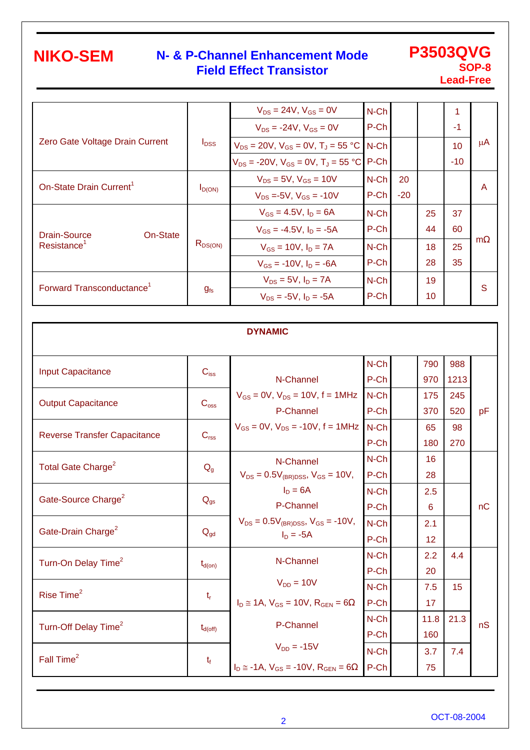| Parameter | Symbol | Test Conditions | Channel | Min | Typ | Max | Unit |
|---|---|---|---|---|---|---|---|
| Zero Gate Voltage Drain Current | $I_{DSS}$ | $V_{DS}$ = 24V, $V_{GS}$ = 0V | N-Ch | | | 1 | μA |
| | | $V_{DS}$ = -24V, $V_{GS}$ = 0V | P-Ch | | | -1 | |
| | | $V_{DS}$ = 20V, $V_{GS}$ = 0V, $T_J$ = 55 °C | N-Ch | | | 10 | |
| | | $V_{DS}$ = -20V, $V_{GS}$ = 0V, $T_J$ = 55 °C | P-Ch | | | -10 | |
| On-State Drain Current[1] | $I_{D(ON)}$ | $V_{DS}$ = 5V, $V_{GS}$ = 10V | N-Ch | 20 | | | A |
| | | $V_{DS}$ =-5V, $V_{GS}$ = -10V | P-Ch | -20 | | | |
| Drain-Source On-State Resistance[1] | $R_{DS(ON)}$ | $V_{GS}$ = 4.5V, $I_D$ = 6A | N-Ch | | 25 | 37 | mΩ |
| | | $V_{GS}$ = -4.5V, $I_D$ = -5A | P-Ch | | 44 | 60 | |
| | | $V_{GS}$ = 10V, $I_D$ = 7A | N-Ch | | 18 | 25 | |
| | | $V_{GS}$ = -10V, $I_D$ = -6A | P-Ch | | 28 | 35 | |
| Forward Transconductance[1] | $g_{fs}$ | $V_{DS}$ = 5V, $I_D$ = 7A | N-Ch | | 19 | | S |
| | | $V_{DS}$ = -5V, $I_D$ = -5A | P-Ch | | 10 | | |

**DYNAMIC**

| Parameter | Symbol | Test Conditions | Channel | Min | Typ | Max | Unit |
|---|---|---|---|---|---|---|---|
| Input Capacitance | $C_{iss}$ | N-Channel $V_{GS}$ = 0V, $V_{DS}$ = 10V, f = 1MHz P-Channel $V_{GS}$ = 0V, $V_{DS}$ = -10V, f = 1MHz | N-Ch | | 790 | 988 | pF |
| | | | P-Ch | | 970 | 1213 | |
| Output Capacitance | $C_{oss}$ | | N-Ch | | 175 | 245 | |
| | | | P-Ch | | 370 | 520 | |
| Reverse Transfer Capacitance | $C_{rss}$ | | N-Ch | | 65 | 98 | |
| | | | P-Ch | | 180 | 270 | |
| Total Gate Charge[2] | $Q_g$ | N-Channel $V_{DS}$ = 0.5$V_{(BR)DSS}$, $V_{GS}$ = 10V, $I_D$ = 6A P-Channel $V_{DS}$ = 0.5$V_{(BR)DSS}$, $V_{GS}$ = -10V, $I_D$ = -5A | N-Ch | | 16 | | nC |
| | | | P-Ch | | 28 | | |
| Gate-Source Charge[2] | $Q_{gs}$ | | N-Ch | | 2.5 | | |
| | | | P-Ch | | 6 | | |
| Gate-Drain Charge[2] | $Q_{gd}$ | | N-Ch | | 2.1 | | |
| | | | P-Ch | | 12 | | |
| Turn-On Delay Time[2] | $t_{d(on)}$ | N-Channel $V_{DD}$ = 10V $I_D$ ≅ 1A, $V_{GS}$ = 10V, $R_{GEN}$ = 6Ω P-Channel $V_{DD}$ = -15V $I_D$ ≅ -1A, $V_{GS}$ = -10V, $R_{GEN}$ = 6Ω | N-Ch | | 2.2 | 4.4 | nS |
| | | | P-Ch | | 20 | | |
| Rise Time[2] | $t_r$ | | N-Ch | | 7.5 | 15 | |
| | | | P-Ch | | 17 | | |
| Turn-Off Delay Time[2] | $t_{d(off)}$ | | N-Ch | | 11.8 | 21.3 | |
| | | | P-Ch | | 160 | | |
| Fall Time[2] | $t_f$ | | N-Ch | | 3.7 | 7.4 | |
| | | | P-Ch | | 75 | | |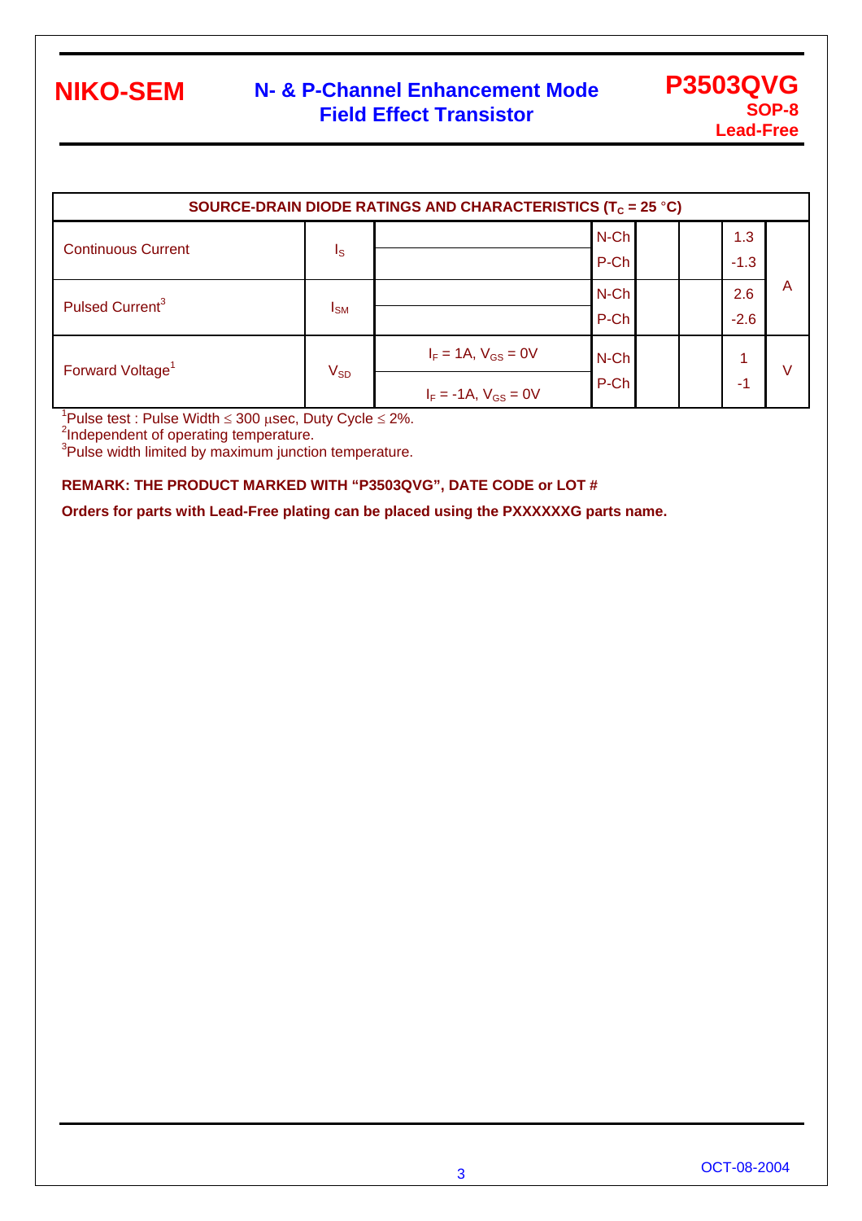| SOURCE-DRAIN DIODE RATINGS AND CHARACTERISTICS ($T_C$ = 25 °C) | | | | | | | |
|---|---|---|---|---|---|---|---|
| Continuous Current | $I_S$ | | N-Ch | | | 1.3 | A |
| | | | P-Ch | | | -1.3 | |
| Pulsed Current[3] | $I_{SM}$ | | N-Ch | | | 2.6 | |
| | | | P-Ch | | | -2.6 | |
| Forward Voltage[1] | $V_{SD}$ | $I_F$ = 1A, $V_{GS}$ = 0V | N-Ch | | | 1 | V |
| | | $I_F$ = -1A, $V_{GS}$ = 0V | P-Ch | | | -1 | |

[1]Pulse test : Pulse Width ≤ 300 μsec, Duty Cycle ≤ 2%.
[2]Independent of operating temperature.
[3]Pulse width limited by maximum junction temperature.

**REMARK: THE PRODUCT MARKED WITH "P3503QVG", DATE CODE or LOT #**

**Orders for parts with Lead-Free plating can be placed using the PXXXXXXG parts name.**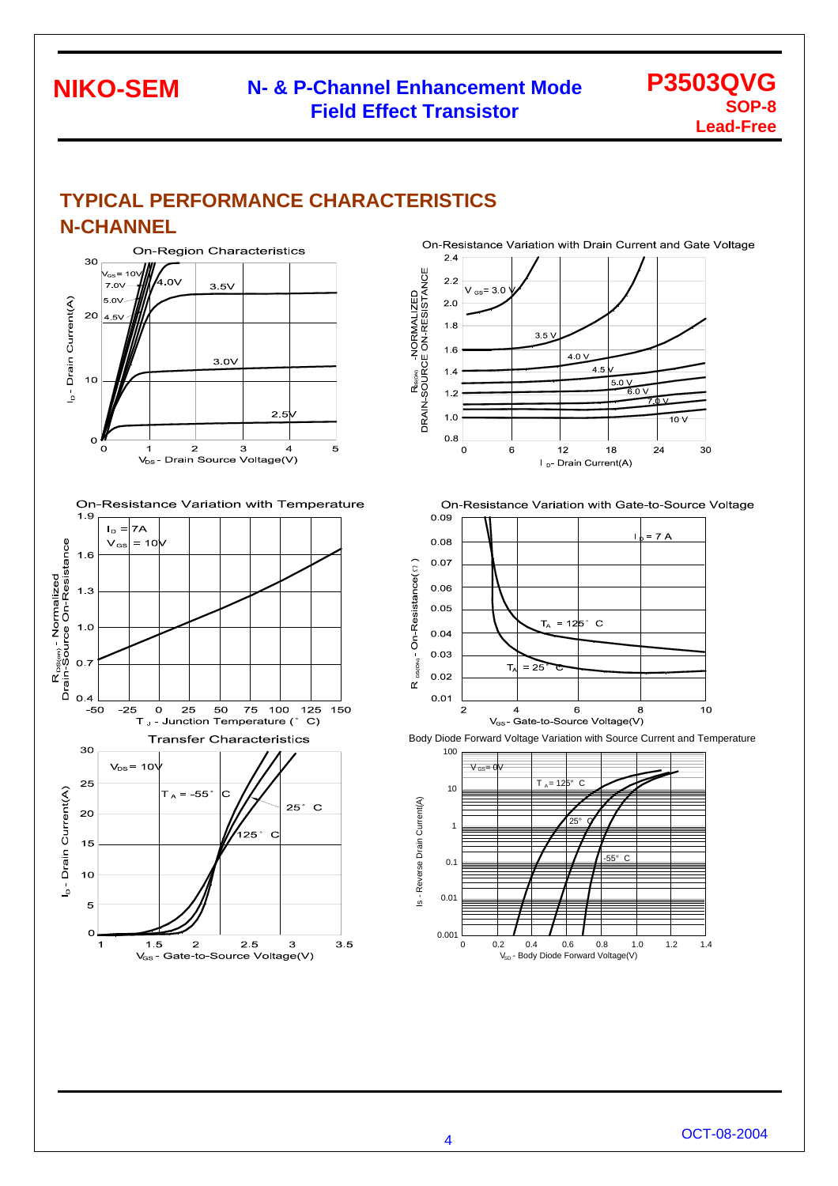## TYPICAL PERFORMANCE CHARACTERISTICS

### N-CHANNEL

On-Region Characteristics

On-Resistance Variation with Drain Current and Gate Voltage

On-Resistance Variation with Temperature

On-Resistance Variation with Gate-to-Source Voltage

Transfer Characteristics

Body Diode Forward Voltage Variation with Source Current and Temperature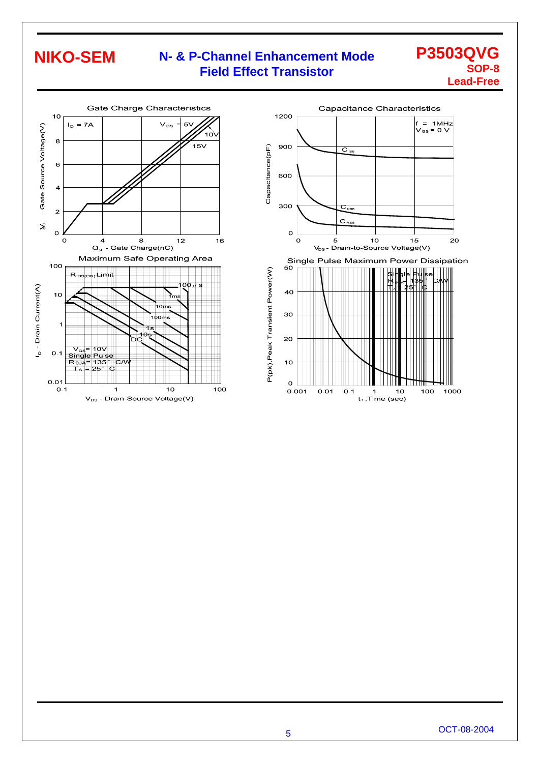## Gate Charge Characteristics

$I_D$ = 7A

$V_{DS}$ = 5V, 10V, 15V

$V_{GS}$ - Gate Source Voltage(V)

$Q_g$ - Gate Charge(nC)

## Capacitance Characteristics

f = 1MHz
$V_{GS}$ = 0 V

$C_{iss}$, $C_{oss}$, $C_{RSS}$

Capacitance(pF)

$V_{DS}$ - Drain-to-Source Voltage(V)

## Maximum Safe Operating Area

$R_{DS(ON)}$ Limit

100μs, 1ms, 10ms, 100ms, 1s, 10s, DC

$V_{GS}$ = 10V
Single Pulse
$R_{\theta JA}$ = 135°C/W
$T_A$ = 25°C

$I_D$ - Drain Current(A)

$V_{DS}$ - Drain-Source Voltage(V)

## Single Pulse Maximum Power Dissipation

Single Pulse
$R_{\theta JA}$ = 135°C/W
$T_A$ = 25°C

P(pk),Peak Transient Power(W)

$t_1$ ,Time (sec)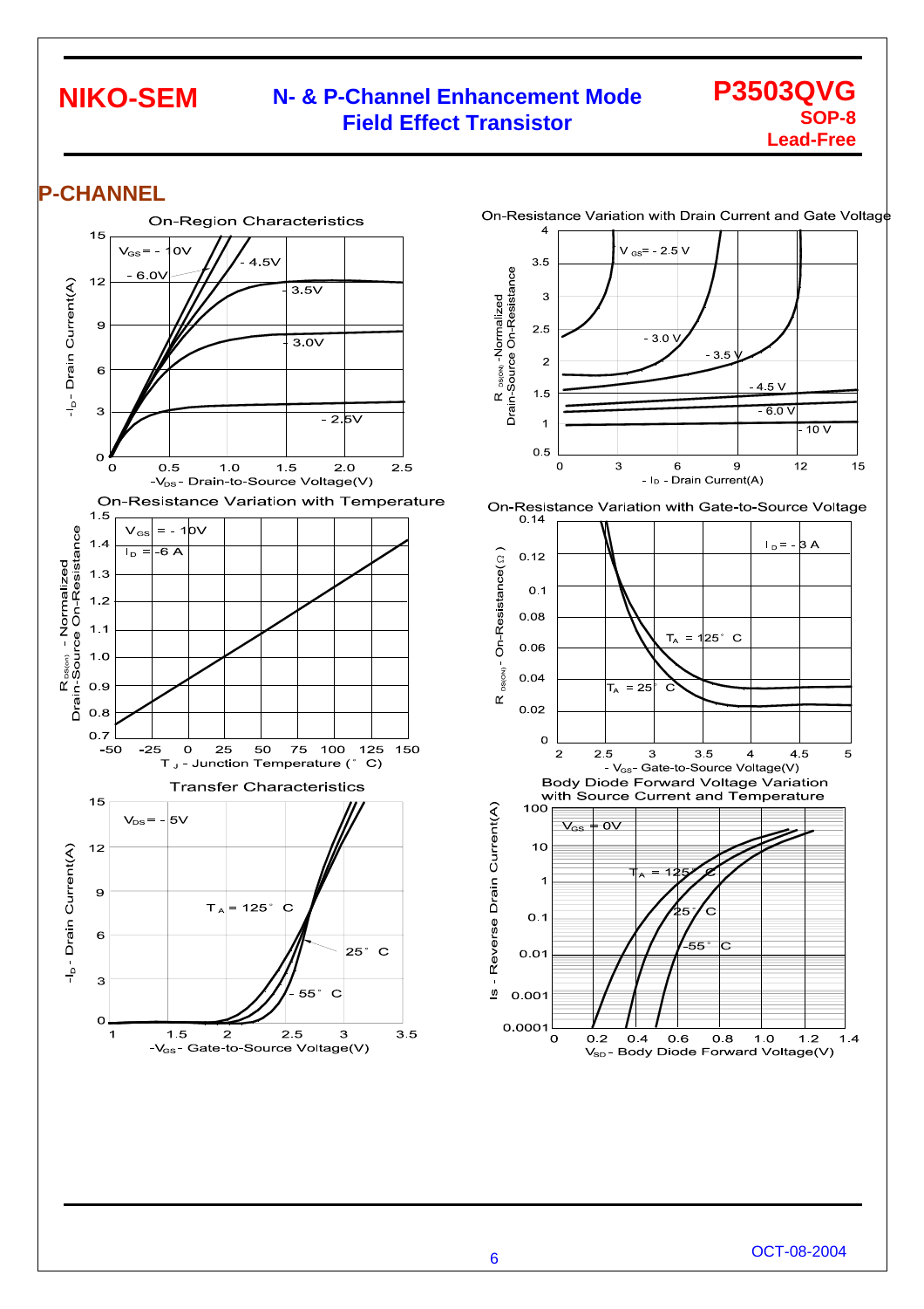## P-CHANNEL

On-Region Characteristics

On-Resistance Variation with Drain Current and Gate Voltage

On-Resistance Variation with Temperature

On-Resistance Variation with Gate-to-Source Voltage

Transfer Characteristics

Body Diode Forward Voltage Variation with Source Current and Temperature

OCT-08-2004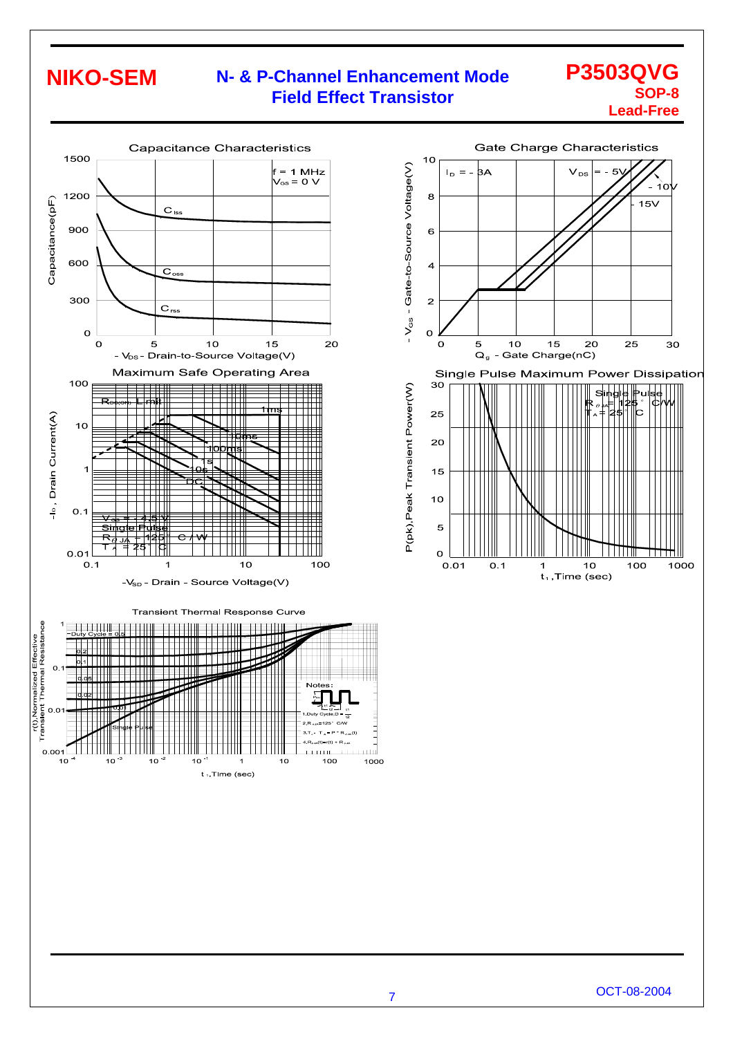# NIKO-SEM

## N- & P-Channel Enhancement Mode Field Effect Transistor

**P3503QVG**
**SOP-8**
**Lead-Free**

### Capacitance Characteristics

f = 1 MHz
$V_{GS}$ = 0 V

$C_{iss}$, $C_{oss}$, $C_{rss}$

Capacitance(pF): 0, 300, 600, 900, 1200, 1500

$-V_{DS}$ - Drain-to-Source Voltage(V): 0, 5, 10, 15, 20

### Gate Charge Characteristics

$I_D$ = - 3A

$V_{DS}$ = - 5V, - 10V, - 15V

$-V_{GS}$ - Gate-to-Source Voltage(V): 0, 2, 4, 6, 8, 10

$Q_g$ - Gate Charge(nC): 0, 5, 10, 15, 20, 25, 30

### Maximum Safe Operating Area

$R_{DS(ON)}$ Limit

1ms, 10ms, 100ms, 1s, 10s, DC

$V_{GS}$ = - 4.5V
Single Pulse
$R_{\theta JA}$ = 125°C / W
$T_A$ = 25°C

$-I_D$, Drain Current(A): 0.01, 0.1, 1, 10, 100

$-V_{SD}$ - Drain - Source Voltage(V): 0.1, 1, 10, 100

### Single Pulse Maximum Power Dissipation

Single Pulse
$R_{\theta JA}$ = 125°C/W
$T_A$ = 25°C

P(pk),Peak Transient Power(W): 0, 5, 10, 15, 20, 25, 30

$t_1$ ,Time (sec): 0.01, 0.1, 1, 10, 100, 1000

### Transient Thermal Response Curve

Duty Cycle = 0.5, 0.2, 0.1, 0.05, 0.02, 0.01, Single Pulse

Notes:
1. Duty Cycle, D = $\frac{t_1}{t_2}$
2. $R_{\theta JA}$=125°C/W
3. $T_J - T_A = P * R_{\theta JA}(t)$
4. $R_{\theta JA}(t) = r(t) + R_{\theta JA}$

r(t),Normalized Effective Transient Thermal Resistance: 0.001, 0.01, 0.1, 1

$t_1$ ,Time (sec): $10^{-4}$, $10^{-3}$, $10^{-2}$, $10^{-1}$, 1, 10, 100, 1000

OCT-08-2004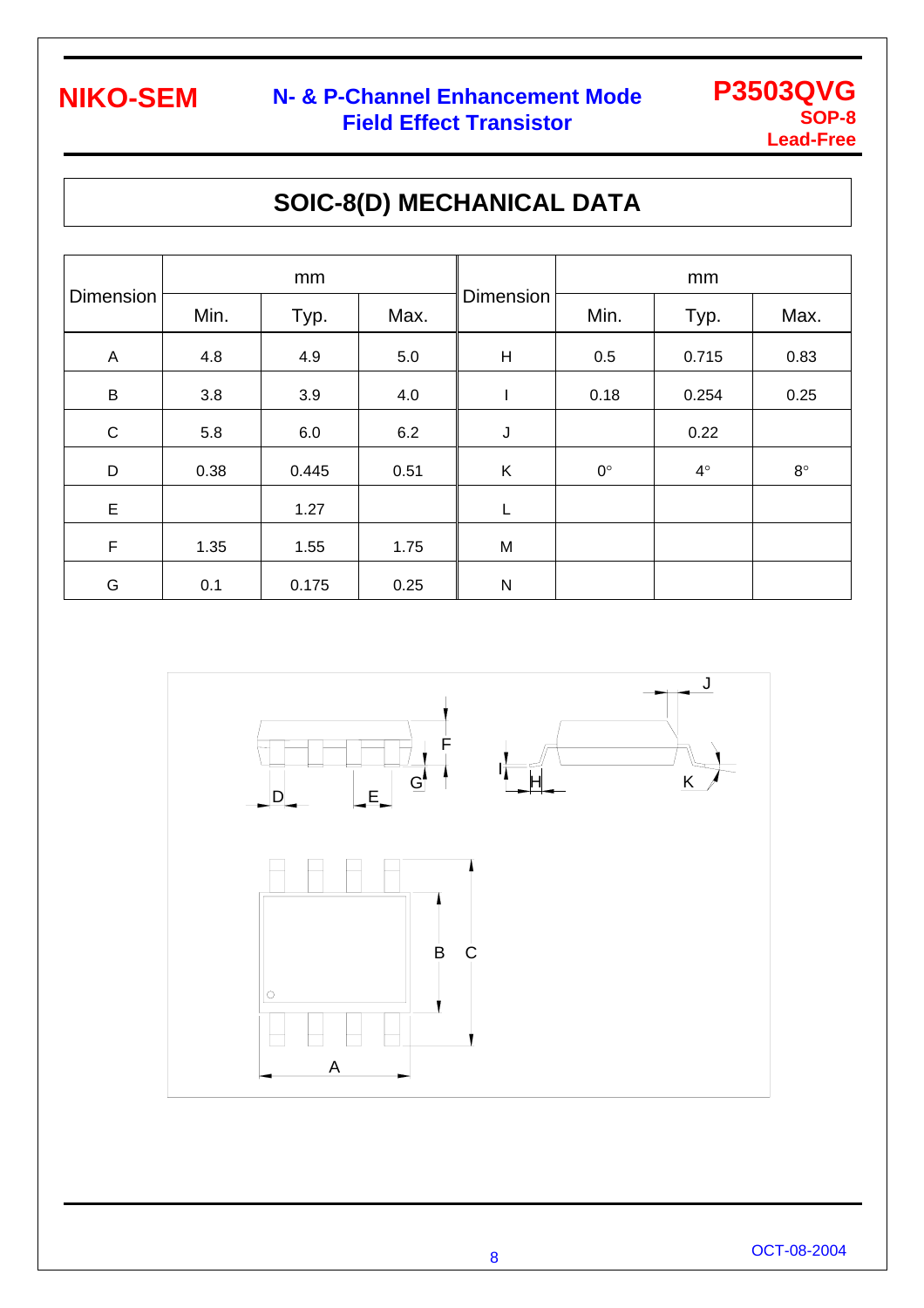## SOIC-8(D) MECHANICAL DATA

| Dimension | mm | | | Dimension | mm | | |
|---|---|---|---|---|---|---|---|
| | Min. | Typ. | Max. | | Min. | Typ. | Max. |
| A | 4.8 | 4.9 | 5.0 | H | 0.5 | 0.715 | 0.83 |
| B | 3.8 | 3.9 | 4.0 | I | 0.18 | 0.254 | 0.25 |
| C | 5.8 | 6.0 | 6.2 | J | | 0.22 | |
| D | 0.38 | 0.445 | 0.51 | K | 0° | 4° | 8° |
| E | | 1.27 | | L | | | |
| F | 1.35 | 1.55 | 1.75 | M | | | |
| G | 0.1 | 0.175 | 0.25 | N | | | |

J
F
I
G
H
K
D
E
B
C
A